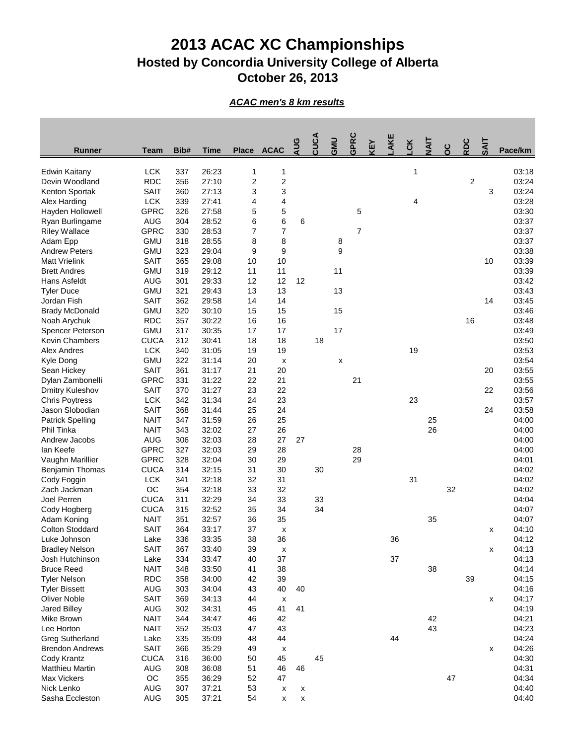# 2013 ACAC XC Championships

## Hosted by Concordia University College of Alberta

## October 26, 2013

***ACAC men's 8 km results***

| Runner | Team | Bib# | Time | Place | ACAC | AUG | CUCA | GMU | GPRC | KEY | LAKE | LCK | NAIT | OC | RDC | SAIT | Pace/km |
|---|---|---|---|---|---|---|---|---|---|---|---|---|---|---|---|---|---|
| Edwin Kaitany | LCK | 337 | 26:23 | 1 | 1 | | | | | | | 1 | | | | | 03:18 |
| Devin Woodland | RDC | 356 | 27:10 | 2 | 2 | | | | | | | | | | 2 | | 03:24 |
| Kenton Sportak | SAIT | 360 | 27:13 | 3 | 3 | | | | | | | | | | | 3 | 03:24 |
| Alex Harding | LCK | 339 | 27:41 | 4 | 4 | | | | | | | 4 | | | | | 03:28 |
| Hayden Hollowell | GPRC | 326 | 27:58 | 5 | 5 | | | | 5 | | | | | | | | 03:30 |
| Ryan Burlingame | AUG | 304 | 28:52 | 6 | 6 | 6 | | | | | | | | | | | 03:37 |
| Riley Wallace | GPRC | 330 | 28:53 | 7 | 7 | | | | 7 | | | | | | | | 03:37 |
| Adam Epp | GMU | 318 | 28:55 | 8 | 8 | | | 8 | | | | | | | | | 03:37 |
| Andrew Peters | GMU | 323 | 29:04 | 9 | 9 | | | 9 | | | | | | | | | 03:38 |
| Matt Vrielink | SAIT | 365 | 29:08 | 10 | 10 | | | | | | | | | | | 10 | 03:39 |
| Brett Andres | GMU | 319 | 29:12 | 11 | 11 | | | 11 | | | | | | | | | 03:39 |
| Hans Asfeldt | AUG | 301 | 29:33 | 12 | 12 | 12 | | | | | | | | | | | 03:42 |
| Tyler Duce | GMU | 321 | 29:43 | 13 | 13 | | | 13 | | | | | | | | | 03:43 |
| Jordan Fish | SAIT | 362 | 29:58 | 14 | 14 | | | | | | | | | | | 14 | 03:45 |
| Brady McDonald | GMU | 320 | 30:10 | 15 | 15 | | | 15 | | | | | | | | | 03:46 |
| Noah Arychuk | RDC | 357 | 30:22 | 16 | 16 | | | | | | | | | | 16 | | 03:48 |
| Spencer Peterson | GMU | 317 | 30:35 | 17 | 17 | | | 17 | | | | | | | | | 03:49 |
| Kevin Chambers | CUCA | 312 | 30:41 | 18 | 18 | | 18 | | | | | | | | | | 03:50 |
| Alex Andres | LCK | 340 | 31:05 | 19 | 19 | | | | | | | 19 | | | | | 03:53 |
| Kyle Dong | GMU | 322 | 31:14 | 20 | x | | | x | | | | | | | | | 03:54 |
| Sean Hickey | SAIT | 361 | 31:17 | 21 | 20 | | | | | | | | | | | 20 | 03:55 |
| Dylan Zambonelli | GPRC | 331 | 31:22 | 22 | 21 | | | | 21 | | | | | | | | 03:55 |
| Dmitry Kuleshov | SAIT | 370 | 31:27 | 23 | 22 | | | | | | | | | | | 22 | 03:56 |
| Chris Poytress | LCK | 342 | 31:34 | 24 | 23 | | | | | | | 23 | | | | | 03:57 |
| Jason Slobodian | SAIT | 368 | 31:44 | 25 | 24 | | | | | | | | | | | 24 | 03:58 |
| Patrick Spelling | NAIT | 347 | 31:59 | 26 | 25 | | | | | | | | 25 | | | | 04:00 |
| Phil Tinka | NAIT | 343 | 32:02 | 27 | 26 | | | | | | | | 26 | | | | 04:00 |
| Andrew Jacobs | AUG | 306 | 32:03 | 28 | 27 | 27 | | | | | | | | | | | 04:00 |
| Ian Keefe | GPRC | 327 | 32:03 | 29 | 28 | | | | 28 | | | | | | | | 04:00 |
| Vaughn Marillier | GPRC | 328 | 32:04 | 30 | 29 | | | | 29 | | | | | | | | 04:01 |
| Benjamin Thomas | CUCA | 314 | 32:15 | 31 | 30 | | 30 | | | | | | | | | | 04:02 |
| Cody Foggin | LCK | 341 | 32:18 | 32 | 31 | | | | | | | 31 | | | | | 04:02 |
| Zach Jackman | OC | 354 | 32:18 | 33 | 32 | | | | | | | | | 32 | | | 04:02 |
| Joel Perren | CUCA | 311 | 32:29 | 34 | 33 | | 33 | | | | | | | | | | 04:04 |
| Cody Hogberg | CUCA | 315 | 32:52 | 35 | 34 | | 34 | | | | | | | | | | 04:07 |
| Adam Koning | NAIT | 351 | 32:57 | 36 | 35 | | | | | | | | 35 | | | | 04:07 |
| Colton Stoddard | SAIT | 364 | 33:17 | 37 | x | | | | | | | | | | | x | 04:10 |
| Luke Johnson | Lake | 336 | 33:35 | 38 | 36 | | | | | | 36 | | | | | | 04:12 |
| Bradley Nelson | SAIT | 367 | 33:40 | 39 | x | | | | | | | | | | | x | 04:13 |
| Josh Hutchinson | Lake | 334 | 33:47 | 40 | 37 | | | | | | 37 | | | | | | 04:13 |
| Bruce Reed | NAIT | 348 | 33:50 | 41 | 38 | | | | | | | | 38 | | | | 04:14 |
| Tyler Nelson | RDC | 358 | 34:00 | 42 | 39 | | | | | | | | | | 39 | | 04:15 |
| Tyler Bissett | AUG | 303 | 34:04 | 43 | 40 | 40 | | | | | | | | | | | 04:16 |
| Oliver Noble | SAIT | 369 | 34:13 | 44 | x | | | | | | | | | | | x | 04:17 |
| Jared Billey | AUG | 302 | 34:31 | 45 | 41 | 41 | | | | | | | | | | | 04:19 |
| Mike Brown | NAIT | 344 | 34:47 | 46 | 42 | | | | | | | | 42 | | | | 04:21 |
| Lee Horton | NAIT | 352 | 35:03 | 47 | 43 | | | | | | | | 43 | | | | 04:23 |
| Greg Sutherland | Lake | 335 | 35:09 | 48 | 44 | | | | | | 44 | | | | | | 04:24 |
| Brendon Andrews | SAIT | 366 | 35:29 | 49 | x | | | | | | | | | | | x | 04:26 |
| Cody Krantz | CUCA | 316 | 36:00 | 50 | 45 | | 45 | | | | | | | | | | 04:30 |
| Matthieu Martin | AUG | 308 | 36:08 | 51 | 46 | 46 | | | | | | | | | | | 04:31 |
| Max Vickers | OC | 355 | 36:29 | 52 | 47 | | | | | | | | | 47 | | | 04:34 |
| Nick Lenko | AUG | 307 | 37:21 | 53 | x | x | | | | | | | | | | | 04:40 |
| Sasha Eccleston | AUG | 305 | 37:21 | 54 | x | x | | | | | | | | | | | 04:40 |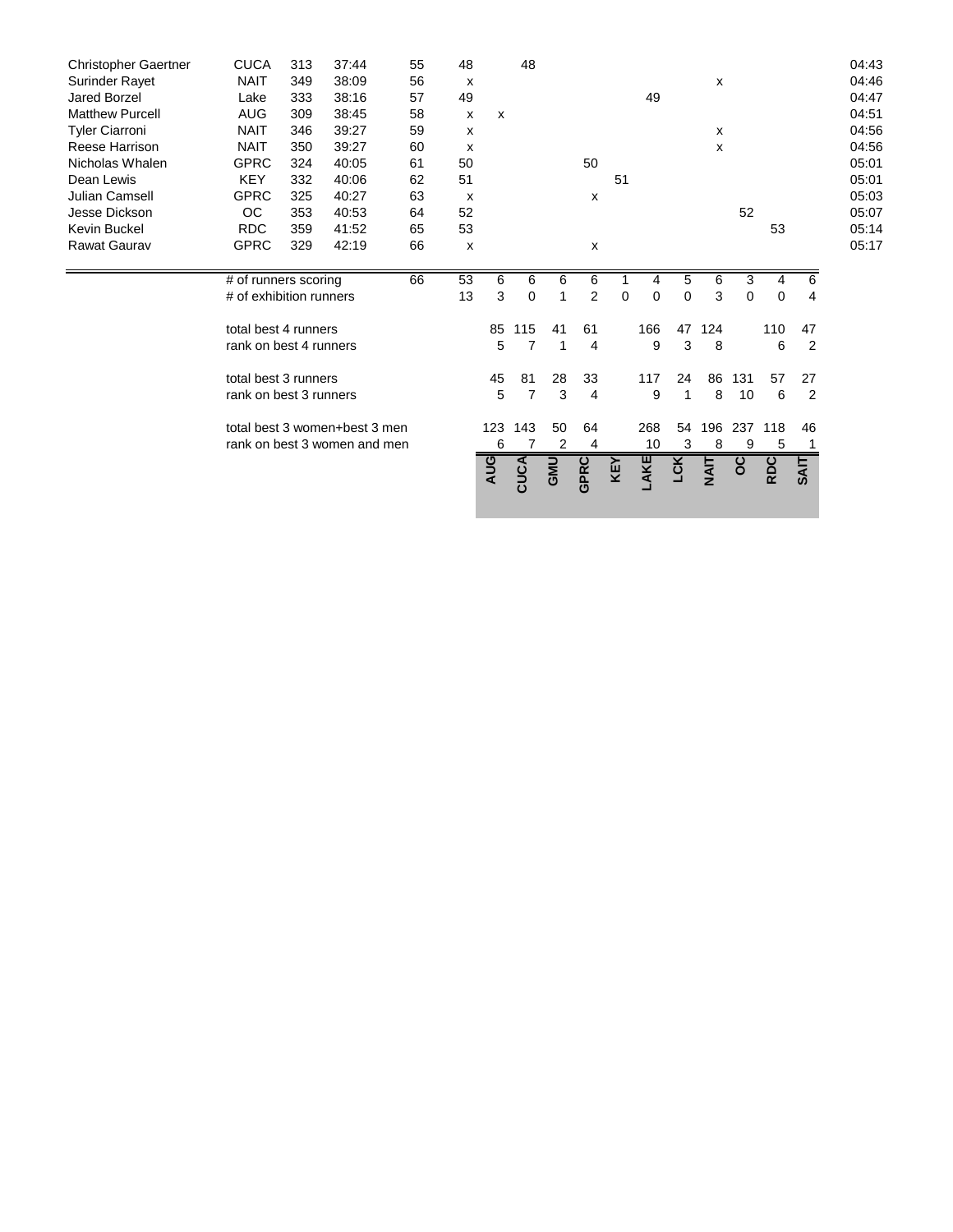| | | | | | | AUG | CUCA | GMU | GPRC | KEY | LAKE | LCK | NAIT | OC | RDC | SAIT | |
|---|---|---|---|---|---|---|---|---|---|---|---|---|---|---|---|---|---|
| Christopher Gaertner | CUCA | 313 | 37:44 | 55 | 48 | | 48 | | | | | | | | | | 04:43 |
| Surinder Rayet | NAIT | 349 | 38:09 | 56 | x | | | | | | | | x | | | | 04:46 |
| Jared Borzel | Lake | 333 | 38:16 | 57 | 49 | | | | | | 49 | | | | | | 04:47 |
| Matthew Purcell | AUG | 309 | 38:45 | 58 | x | x | | | | | | | | | | | 04:51 |
| Tyler Ciarroni | NAIT | 346 | 39:27 | 59 | x | | | | | | | | x | | | | 04:56 |
| Reese Harrison | NAIT | 350 | 39:27 | 60 | x | | | | | | | | x | | | | 04:56 |
| Nicholas Whalen | GPRC | 324 | 40:05 | 61 | 50 | | | | 50 | | | | | | | | 05:01 |
| Dean Lewis | KEY | 332 | 40:06 | 62 | 51 | | | | | 51 | | | | | | | 05:01 |
| Julian Camsell | GPRC | 325 | 40:27 | 63 | x | | | | x | | | | | | | | 05:03 |
| Jesse Dickson | OC | 353 | 40:53 | 64 | 52 | | | | | | | | | 52 | | | 05:07 |
| Kevin Buckel | RDC | 359 | 41:52 | 65 | 53 | | | | | | | | | | 53 | | 05:14 |
| Rawat Gaurav | GPRC | 329 | 42:19 | 66 | x | | | | x | | | | | | | | 05:17 |
| | # of runners scoring | | | 66 | 53 | 6 | 6 | 6 | 6 | 1 | 4 | 5 | 6 | 3 | 4 | 6 | |
| | # of exhibition runners | | | | 13 | 3 | 0 | 1 | 2 | 0 | 0 | 0 | 3 | 0 | 0 | 4 | |
| | total best 4 runners | | | | | 85 | 115 | 41 | 61 | | 166 | 47 | 124 | | 110 | 47 | |
| | rank on best 4 runners | | | | | 5 | 7 | 1 | 4 | | 9 | 3 | 8 | | 6 | 2 | |
| | total best 3 runners | | | | | 45 | 81 | 28 | 33 | | 117 | 24 | 86 | 131 | 57 | 27 | |
| | rank on best 3 runners | | | | | 5 | 7 | 3 | 4 | | 9 | 1 | 8 | 10 | 6 | 2 | |
| | total best 3 women+best 3 men | | | | | 123 | 143 | 50 | 64 | | 268 | 54 | 196 | 237 | 118 | 46 | |
| | rank on best 3 women and men | | | | | 6 | 7 | 2 | 4 | | 10 | 3 | 8 | 9 | 5 | 1 | |